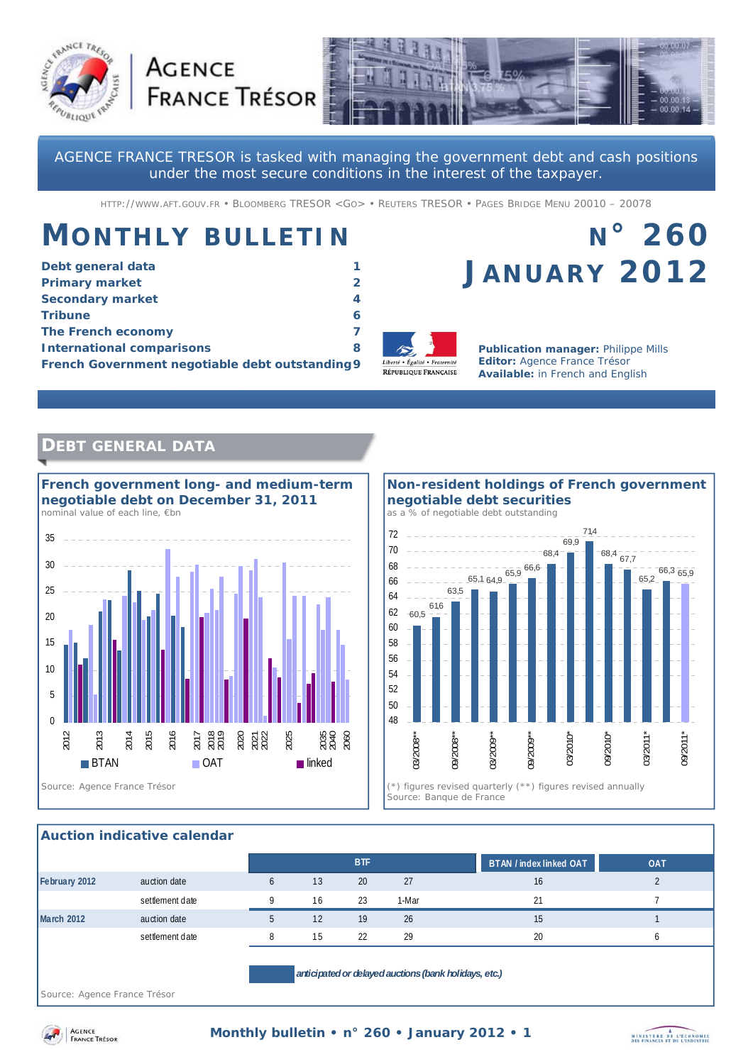AGENCE FRANCE TRÉSOR

AGENCE FRANCE TRESOR is tasked with managing the government debt and cash positions under the most secure conditions in the interest of the taxpayer.

HTTP://WWW.AFT.GOUV.FR • BLOOMBERG TRESOR <GO> • REUTERS TRESOR • PAGES BRIDGE MENU 20010 – 20078

# MONTHLY BULLETIN

## N° 260 JANUARY 2012

| | |
|---|---|
| Debt general data | 1 |
| Primary market | 2 |
| Secondary market | 4 |
| Tribune | 6 |
| The French economy | 7 |
| International comparisons | 8 |
| French Government negotiable debt outstanding | 9 |

**Publication manager:** Philippe Mills
**Editor:** Agence France Trésor
**Available:** in French and English

## DEBT GENERAL DATA

### French government long- and medium-term negotiable debt on December 31, 2011

nominal value of each line, €bn

Legend: BTAN, OAT, linked

Source: Agence France Trésor

### Non-resident holdings of French government negotiable debt securities

as a % of negotiable debt outstanding

| Period | % |
|---|---|
| 03/2008** | 60,5 |
| 09/2008** | 61,6 |
| 03/2009** (sequence) | 63,5 |
| | 65,1 |
| | 64,9 |
| | 65,9 |
| | 66,6 |
| | 68,4 |
| 03/2010* (sequence) | 69,9 |
| | 71,4 |
| | 68,4 |
| | 67,7 |
| | 65,2 |
| | 66,3 |
| 09/2011* | 65,9 |

(*) figures revised quarterly (**) figures revised annually

Source: Banque de France

### Auction indicative calendar

| | | BTF | | | | BTAN / index linked OAT | OAT |
|---|---|---|---|---|---|---|---|
| February 2012 | auction date | 6 | 13 | 20 | 27 | 16 | 2 |
| | settlement date | 9 | 16 | 23 | 1-Mar | 21 | 7 |
| March 2012 | auction date | 5 | 12 | 19 | 26 | 15 | 1 |
| | settlement date | 8 | 15 | 22 | 29 | 20 | 6 |

*anticipated or delayed auctions (bank holidays, etc.)*

Source: Agence France Trésor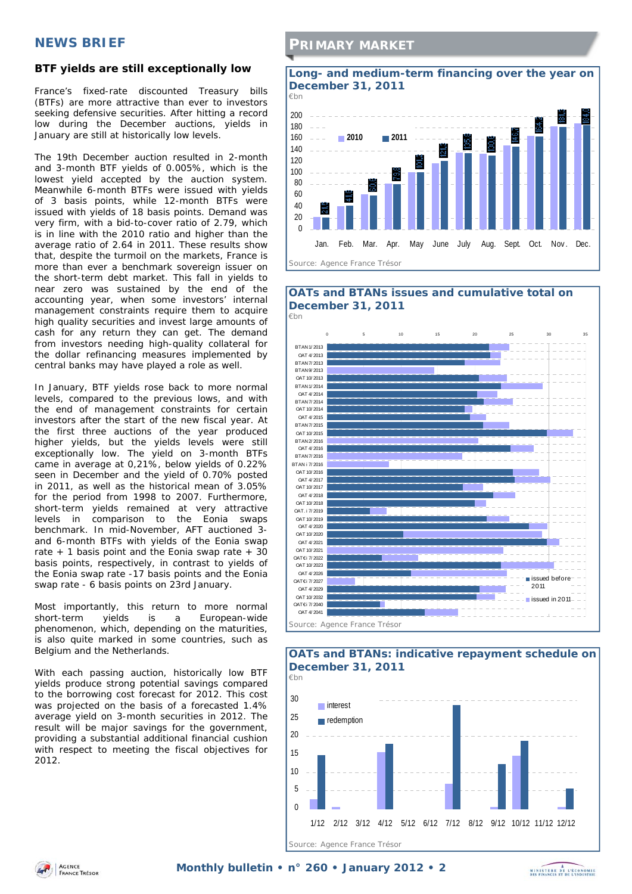## NEWS BRIEF

### BTF yields are still exceptionally low

France's fixed-rate discounted Treasury bills (BTFs) are more attractive than ever to investors seeking defensive securities. After hitting a record low during the December auctions, yields in January are still at historically low levels.

The 19th December auction resulted in 2-month and 3-month BTF yields of 0.005%, which is the lowest yield accepted by the auction system. Meanwhile 6-month BTFs were issued with yields of 3 basis points, while 12-month BTFs were issued with yields of 18 basis points. Demand was very firm, with a bid-to-cover ratio of 2.79, which is in line with the 2010 ratio and higher than the average ratio of 2.64 in 2011. These results show that, despite the turmoil on the markets, France is more than ever a benchmark sovereign issuer on the short-term debt market. This fall in yields to near zero was sustained by the end of the accounting year, when some investors' internal management constraints require them to acquire high quality securities and invest large amounts of cash for any return they can get. The demand from investors needing high-quality collateral for the dollar refinancing measures implemented by central banks may have played a role as well.

In January, BTF yields rose back to more normal levels, compared to the previous lows, and with the end of management constraints for certain investors after the start of the new fiscal year. At the first three auctions of the year produced higher yields, but the yields levels were still exceptionally low. The yield on 3-month BTFs came in average at 0,21%, below yields of 0.22% seen in December and the yield of 0.70% posted in 2011, as well as the historical mean of 3.05% for the period from 1998 to 2007. Furthermore, short-term yields remained at very attractive levels in comparison to the Eonia swaps benchmark. In mid-November, AFT auctioned 3- and 6-month BTFs with yields of the Eonia swap rate + 1 basis point and the Eonia swap rate + 30 basis points, respectively, in contrast to yields of the Eonia swap rate -17 basis points and the Eonia swap rate - 6 basis points on 23rd January.

Most importantly, this return to more normal short-term yields is a European-wide phenomenon, which, depending on the maturities, is also quite marked in some countries, such as Belgium and the Netherlands.

With each passing auction, historically low BTF yields produce strong potential savings compared to the borrowing cost forecast for 2012. This cost was projected on the basis of a forecasted 1.4% average yield on 3-month securities in 2012. The result will be major savings for the government, providing a substantial additional financial cushion with respect to meeting the fiscal objectives for 2012.

## PRIMARY MARKET

### Long- and medium-term financing over the year on December 31, 2011

€bn

| | Jan. | Feb. | Mar. | Apr. | May | June | July | Aug. | Sept. | Oct. | Nov. | Dec. |
|---|---|---|---|---|---|---|---|---|---|---|---|---|
| 2011 | 21.0 | 41.6 | 60.6 | 79.8 | 101.6 | 121.6 | 136.5 | 136.0 | 146.5 | 164.1 | 181.7 | 184.0 |

Source: Agence France Trésor

### OATs and BTANs issues and cumulative total on December 31, 2011

€bn

Bars (issued before 2011 / issued in 2011): BTAN 1/2013, OAT 4/2013, BTAN 7/2013, BTAN 9/2013, OAT 10/2013, BTAN 1/2014, OAT 4/2014, BTAN 7/2014, OAT 10/2014, OAT 4/2015, BTAN 7/2015, OAT 10/2015, BTAN 2/2016, OAT 4/2016, BTAN 7/2016, BTAN i 7/2016, OAT 10/2016, OAT 4/2017, OAT 10/2017, OAT 4/2018, OAT 10/2018, OAT i 7/2019, OAT 10/2019, OAT 4/2020, OAT 10/2020, OAT 4/2021, OAT 10/2021, OAT€i 7/2022, OAT 10/2023, OAT 4/2026, OAT€i 7/2027, OAT 4/2029, OAT 10/2032, OAT€i 7/2040, OAT 4/2041

Source: Agence France Trésor

### OATs and BTANs: indicative repayment schedule on December 31, 2011

€bn

Series: interest, redemption; months 1/12 to 12/12

Source: Agence France Trésor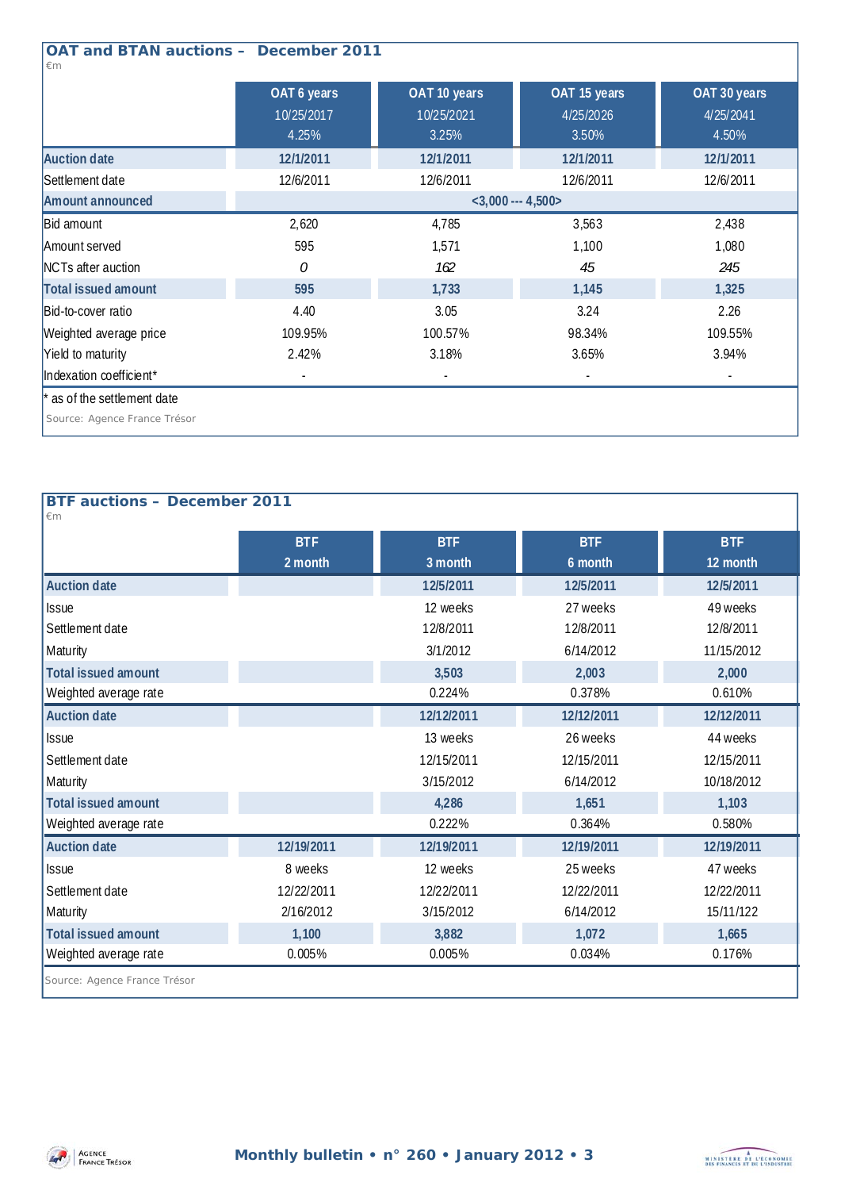## OAT and BTAN auctions – December 2011

€m

| | OAT 6 years<br>10/25/2017<br>4.25% | OAT 10 years<br>10/25/2021<br>3.25% | OAT 15 years<br>4/25/2026<br>3.50% | OAT 30 years<br>4/25/2041<br>4.50% |
|---|---|---|---|---|
| **Auction date** | 12/1/2011 | 12/1/2011 | 12/1/2011 | 12/1/2011 |
| Settlement date | 12/6/2011 | 12/6/2011 | 12/6/2011 | 12/6/2011 |
| **Amount announced** | <3,000 --- 4,500> | | | |
| Bid amount | 2,620 | 4,785 | 3,563 | 2,438 |
| Amount served | 595 | 1,571 | 1,100 | 1,080 |
| NCTs after auction | *0* | *162* | *45* | *245* |
| **Total issued amount** | 595 | 1,733 | 1,145 | 1,325 |
| Bid-to-cover ratio | 4.40 | 3.05 | 3.24 | 2.26 |
| Weighted average price | 109.95% | 100.57% | 98.34% | 109.55% |
| Yield to maturity | 2.42% | 3.18% | 3.65% | 3.94% |
| Indexation coefficient* | - | - | - | - |

\* as of the settlement date

Source: Agence France Trésor

## BTF auctions – December 2011

€m

| | BTF<br>2 month | BTF<br>3 month | BTF<br>6 month | BTF<br>12 month |
|---|---|---|---|---|
| **Auction date** | | 12/5/2011 | 12/5/2011 | 12/5/2011 |
| Issue | | 12 weeks | 27 weeks | 49 weeks |
| Settlement date | | 12/8/2011 | 12/8/2011 | 12/8/2011 |
| Maturity | | 3/1/2012 | 6/14/2012 | 11/15/2012 |
| **Total issued amount** | | 3,503 | 2,003 | 2,000 |
| Weighted average rate | | 0.224% | 0.378% | 0.610% |
| **Auction date** | | 12/12/2011 | 12/12/2011 | 12/12/2011 |
| Issue | | 13 weeks | 26 weeks | 44 weeks |
| Settlement date | | 12/15/2011 | 12/15/2011 | 12/15/2011 |
| Maturity | | 3/15/2012 | 6/14/2012 | 10/18/2012 |
| **Total issued amount** | | 4,286 | 1,651 | 1,103 |
| Weighted average rate | | 0.222% | 0.364% | 0.580% |
| **Auction date** | 12/19/2011 | 12/19/2011 | 12/19/2011 | 12/19/2011 |
| Issue | 8 weeks | 12 weeks | 25 weeks | 47 weeks |
| Settlement date | 12/22/2011 | 12/22/2011 | 12/22/2011 | 12/22/2011 |
| Maturity | 2/16/2012 | 3/15/2012 | 6/14/2012 | 15/11/122 |
| **Total issued amount** | 1,100 | 3,882 | 1,072 | 1,665 |
| Weighted average rate | 0.005% | 0.005% | 0.034% | 0.176% |

Source: Agence France Trésor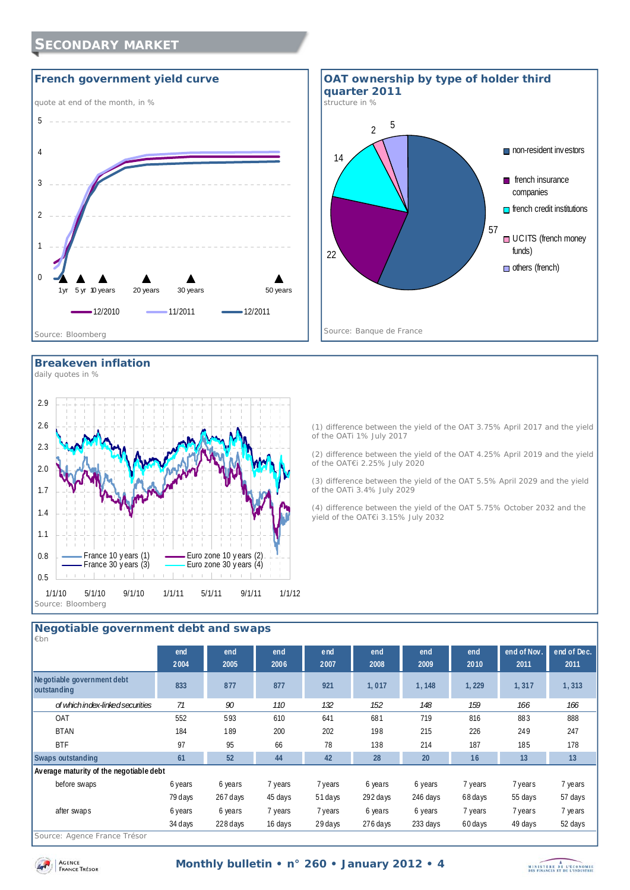# Secondary market

## French government yield curve

quote at end of the month, in %

Source: Bloomberg

## OAT ownership by type of holder third quarter 2011

structure in %

- non-resident investors: 57
- french insurance companies: 22
- french credit institutions: 14
- UCITS (french money funds): 2
- others (french): 5

Source: Banque de France

## Breakeven inflation

daily quotes in %

(1) difference between the yield of the OAT 3.75% April 2017 and the yield of the OATi 1% July 2017

(2) difference between the yield of the OAT 4.25% April 2019 and the yield of the OAT€i 2.25% July 2020

(3) difference between the yield of the OAT 5.5% April 2029 and the yield of the OATi 3.4% July 2029

(4) difference between the yield of the OAT 5.75% October 2032 and the yield of the OAT€i 3.15% July 2032

Source: Bloomberg

## Negotiable government debt and swaps

€bn

| | end 2004 | end 2005 | end 2006 | end 2007 | end 2008 | end 2009 | end 2010 | end of Nov. 2011 | end of Dec. 2011 |
|---|---|---|---|---|---|---|---|---|---|
| **Negotiable government debt outstanding** | 833 | 877 | 877 | 921 | 1,017 | 1,148 | 1,229 | 1,317 | 1,313 |
| *of which index-linked securities* | 71 | 90 | 110 | 132 | 152 | 148 | 159 | 166 | 166 |
| OAT | 552 | 593 | 610 | 641 | 681 | 719 | 816 | 883 | 888 |
| BTAN | 184 | 189 | 200 | 202 | 198 | 215 | 226 | 249 | 247 |
| BTF | 97 | 95 | 66 | 78 | 138 | 214 | 187 | 185 | 178 |
| **Swaps outstanding** | 61 | 52 | 44 | 42 | 28 | 20 | 16 | 13 | 13 |
| **Average maturity of the negotiable debt** | | | | | | | | | |
| before swaps | 6 years 79 days | 6 years 267 days | 7 years 45 days | 7 years 51 days | 6 years 292 days | 6 years 246 days | 7 years 68 days | 7 years 55 days | 7 years 57 days |
| after swaps | 6 years 34 days | 6 years 228 days | 7 years 16 days | 7 years 29 days | 6 years 276 days | 6 years 233 days | 7 years 60 days | 7 years 49 days | 7 years 52 days |

Source: Agence France Trésor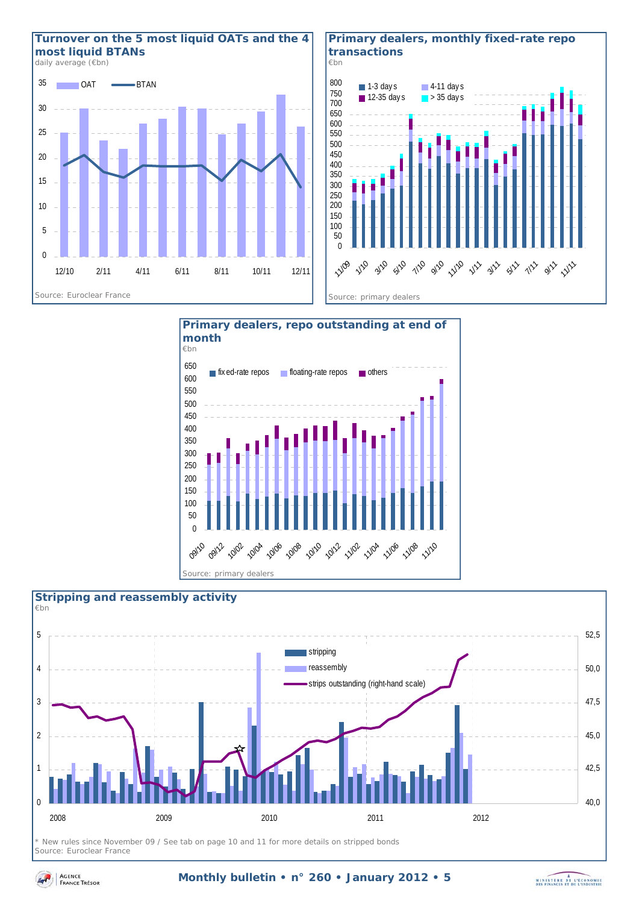## Turnover on the 5 most liquid OATs and the 4 most liquid BTANs

daily average (€bn)

Source: Euroclear France

## Primary dealers, monthly fixed-rate repo transactions

€bn

Source: primary dealers

## Primary dealers, repo outstanding at end of month

€bn

Source: primary dealers

## Stripping and reassembly activity

€bn

\* New rules since November 09 / See tab on page 10 and 11 for more details on stripped bonds
Source: Euroclear France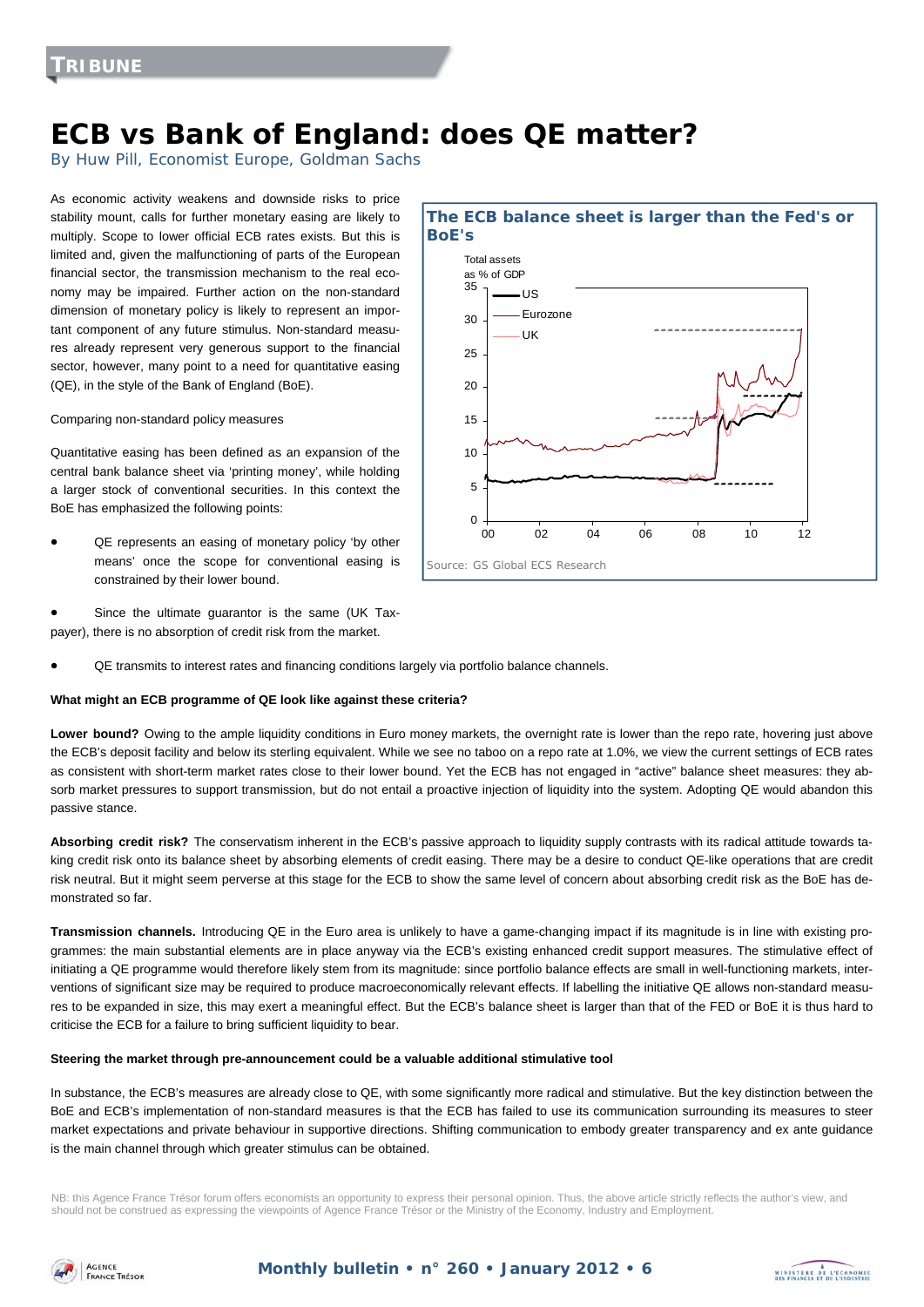TRIBUNE

# ECB vs Bank of England: does QE matter?

By Huw Pill, Economist Europe, Goldman Sachs

As economic activity weakens and downside risks to price stability mount, calls for further monetary easing are likely to multiply. Scope to lower official ECB rates exists. But this is limited and, given the malfunctioning of parts of the European financial sector, the transmission mechanism to the real economy may be impaired. Further action on the non-standard dimension of monetary policy is likely to represent an important component of any future stimulus. Non-standard measures already represent very generous support to the financial sector, however, many point to a need for quantitative easing (QE), in the style of the Bank of England (BoE).

Comparing non-standard policy measures

Quantitative easing has been defined as an expansion of the central bank balance sheet via 'printing money', while holding a larger stock of conventional securities. In this context the BoE has emphasized the following points:

- QE represents an easing of monetary policy 'by other means' once the scope for conventional easing is constrained by their lower bound.
- Since the ultimate guarantor is the same (UK Taxpayer), there is no absorption of credit risk from the market.
- QE transmits to interest rates and financing conditions largely via portfolio balance channels.

**The ECB balance sheet is larger than the Fed's or BoE's**

Total assets as % of GDP (US, Eurozone, UK; 00–12)

Source: GS Global ECS Research

**What might an ECB programme of QE look like against these criteria?**

**Lower bound?** Owing to the ample liquidity conditions in Euro money markets, the overnight rate is lower than the repo rate, hovering just above the ECB's deposit facility and below its sterling equivalent. While we see no taboo on a repo rate at 1.0%, we view the current settings of ECB rates as consistent with short-term market rates close to their lower bound. Yet the ECB has not engaged in "active" balance sheet measures: they absorb market pressures to support transmission, but do not entail a proactive injection of liquidity into the system. Adopting QE would abandon this passive stance.

**Absorbing credit risk?** The conservatism inherent in the ECB's passive approach to liquidity supply contrasts with its radical attitude towards taking credit risk onto its balance sheet by absorbing elements of credit easing. There may be a desire to conduct QE-like operations that are credit risk neutral. But it might seem perverse at this stage for the ECB to show the same level of concern about absorbing credit risk as the BoE has demonstrated so far.

**Transmission channels.** Introducing QE in the Euro area is unlikely to have a game-changing impact if its magnitude is in line with existing programmes: the main substantial elements are in place anyway via the ECB's existing enhanced credit support measures. The stimulative effect of initiating a QE programme would therefore likely stem from its magnitude: since portfolio balance effects are small in well-functioning markets, interventions of significant size may be required to produce macroeconomically relevant effects. If labelling the initiative QE allows non-standard measures to be expanded in size, this may exert a meaningful effect. But the ECB's balance sheet is larger than that of the FED or BoE it is thus hard to criticise the ECB for a failure to bring sufficient liquidity to bear.

**Steering the market through pre-announcement could be a valuable additional stimulative tool**

In substance, the ECB's measures are already close to QE, with some significantly more radical and stimulative. But the key distinction between the BoE and ECB's implementation of non-standard measures is that the ECB has failed to use its communication surrounding its measures to steer market expectations and private behaviour in supportive directions. Shifting communication to embody greater transparency and ex ante guidance is the main channel through which greater stimulus can be obtained.

NB: this Agence France Trésor forum offers economists an opportunity to express their personal opinion. Thus, the above article strictly reflects the author's view, and should not be construed as expressing the viewpoints of Agence France Trésor or the Ministry of the Economy, Industry and Employment.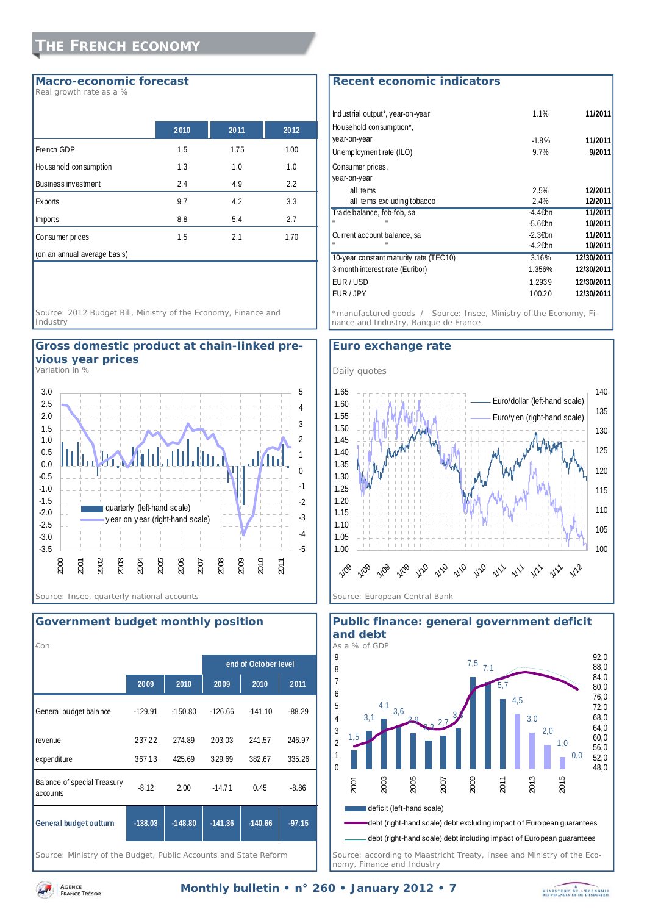# THE FRENCH ECONOMY

## Macro-economic forecast

Real growth rate as a %

| | 2010 | 2011 | 2012 |
|---|---|---|---|
| French GDP | 1.5 | 1.75 | 1.00 |
| Household consumption | 1.3 | 1.0 | 1.0 |
| Business investment | 2.4 | 4.9 | 2.2 |
| Exports | 9.7 | 4.2 | 3.3 |
| Imports | 8.8 | 5.4 | 2.7 |
| Consumer prices | 1.5 | 2.1 | 1.70 |
| (on an annual average basis) | | | |

Source: 2012 Budget Bill, Ministry of the Economy, Finance and Industry

## Recent economic indicators

| | | |
|---|---|---|
| Industrial output*, year-on-year | 1.1% | 11/2011 |
| Household consumption*, year-on-year | -1.8% | 11/2011 |
| Unemployment rate (ILO) | 9.7% | 9/2011 |
| Consumer prices, year-on-year | | |
| all items | 2.5% | 12/2011 |
| all items excluding tobacco | 2.4% | 12/2011 |
| Trade balance, fob-fob, sa | -4.4€bn | 11/2011 |
| " " | -5.6€bn | 10/2011 |
| Current account balance, sa | -2.3€bn | 11/2011 |
| " | -4.2€bn | 10/2011 |
| 10-year constant maturity rate (TEC10) | 3.16% | 12/30/2011 |
| 3-month interest rate (Euribor) | 1.356% | 12/30/2011 |
| EUR / USD | 1.2939 | 12/30/2011 |
| EUR / JPY | 100.20 | 12/30/2011 |

*manufactured goods / Source: Insee, Ministry of the Economy, Finance and Industry, Banque de France

## Gross domestic product at chain-linked previous year prices

Variation in %

Legend: quarterly (left-hand scale); year on year (right-hand scale)

Source: Insee, quarterly national accounts

## Euro exchange rate

Daily quotes

Legend: Euro/dollar (left-hand scale); Euro/yen (right-hand scale)

Source: European Central Bank

## Government budget monthly position

€bn

| | 2009 | 2010 | end of October level 2009 | 2010 | 2011 |
|---|---|---|---|---|---|
| General budget balance | -129.91 | -150.80 | -126.66 | -141.10 | -88.29 |
| revenue | 237.22 | 274.89 | 203.03 | 241.57 | 246.97 |
| expenditure | 367.13 | 425.69 | 329.69 | 382.67 | 335.26 |
| Balance of special Treasury accounts | -8.12 | 2.00 | -14.71 | 0.45 | -8.86 |
| **General budget outturn** | **-138.03** | **-148.80** | **-141.36** | **-140.66** | **-97.15** |

Source: Ministry of the Budget, Public Accounts and State Reform

## Public finance: general government deficit and debt

As a % of GDP

Legend: deficit (left-hand scale); debt (right-hand scale) debt excluding impact of European guarantees; debt (right-hand scale) debt including impact of European guarantees

Deficit values: 1,5; 3,1; 4,1; 3,6; 2,9; 2,3; 2,7; 3,3; 7,5; 7,1; 5,7; 4,5; 3,0; 2,0; 1,0; 0,0

Source: according to Maastricht Treaty, Insee and Ministry of the Economy, Finance and Industry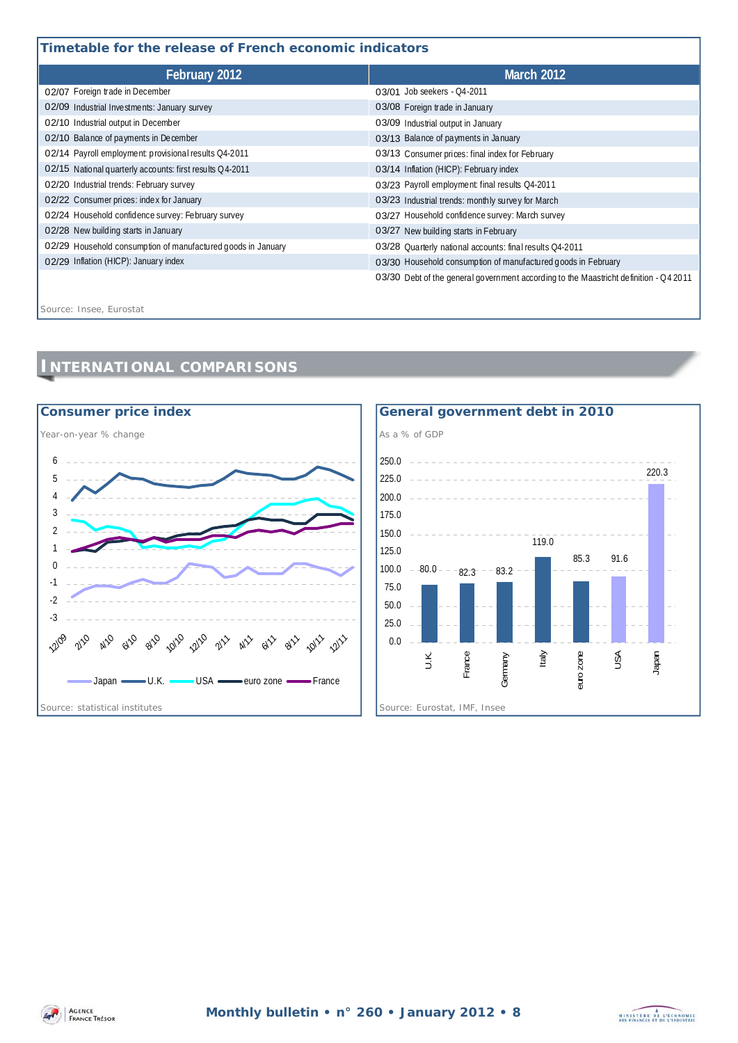## Timetable for the release of French economic indicators

| February 2012 | March 2012 |
|---|---|
| 02/07 Foreign trade in December | 03/01 Job seekers - Q4-2011 |
| 02/09 Industrial Investments: January survey | 03/08 Foreign trade in January |
| 02/10 Industrial output in December | 03/09 Industrial output in January |
| 02/10 Balance of payments in December | 03/13 Balance of payments in January |
| 02/14 Payroll employment: provisional results Q4-2011 | 03/13 Consumer prices: final index for February |
| 02/15 National quarterly accounts: first results Q4-2011 | 03/14 Inflation (HICP): February index |
| 02/20 Industrial trends: February survey | 03/23 Payroll employment: final results Q4-2011 |
| 02/22 Consumer prices: index for January | 03/23 Industrial trends: monthly survey for March |
| 02/24 Household confidence survey: February survey | 03/27 Household confidence survey: March survey |
| 02/28 New building starts in January | 03/27 New building starts in February |
| 02/29 Household consumption of manufactured goods in January | 03/28 Quarterly national accounts: final results Q4-2011 |
| 02/29 Inflation (HICP): January index | 03/30 Household consumption of manufactured goods in February |
| | 03/30 Debt of the general government according to the Maastricht definition - Q4 2011 |

Source: Insee, Eurostat

# INTERNATIONAL COMPARISONS

### Consumer price index

Year-on-year % change

Legend: Japan, U.K., USA, euro zone, France

Source: statistical institutes

### General government debt in 2010

As a % of GDP

| Country | % of GDP |
|---|---|
| U.K. | 80.0 |
| France | 82.3 |
| Germany | 83.2 |
| Italy | 119.0 |
| euro zone | 85.3 |
| USA | 91.6 |
| Japan | 220.3 |

Source: Eurostat, IMF, Insee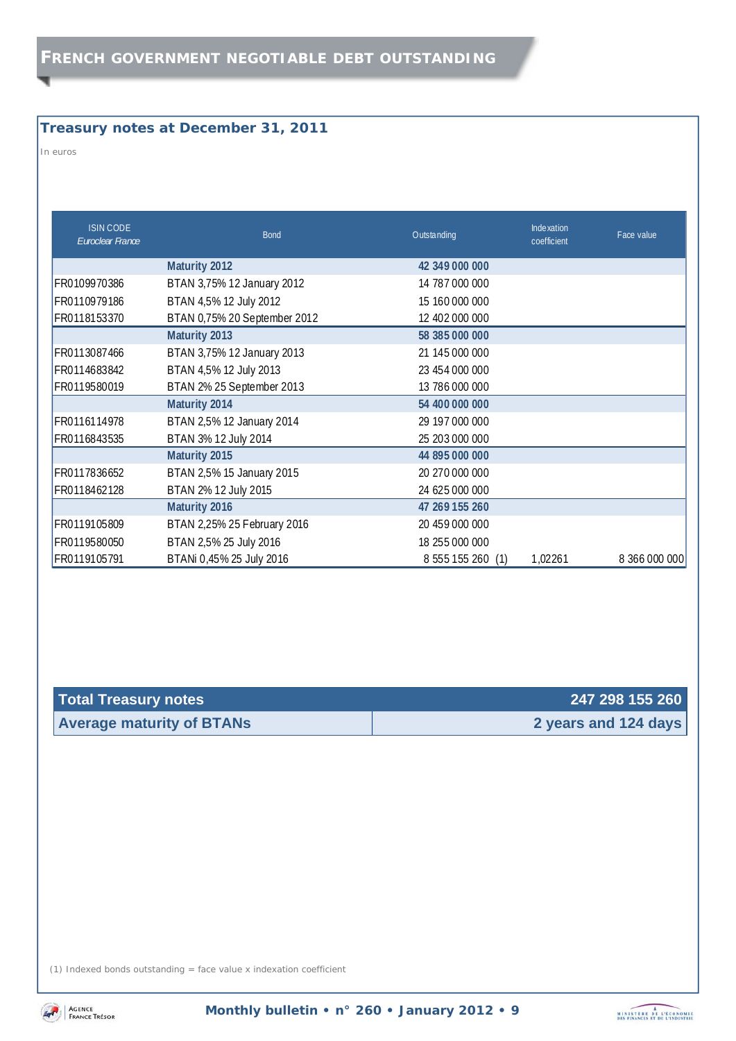# FRENCH GOVERNMENT NEGOTIABLE DEBT OUTSTANDING

## Treasury notes at December 31, 2011

In euros

| ISIN CODE *Euroclear France* | Bond | Outstanding | Indexation coefficient | Face value |
|---|---|---|---|---|
| | **Maturity 2012** | **42 349 000 000** | | |
| FR0109970386 | BTAN 3,75% 12 January 2012 | 14 787 000 000 | | |
| FR0110979186 | BTAN 4,5% 12 July 2012 | 15 160 000 000 | | |
| FR0118153370 | BTAN 0,75% 20 September 2012 | 12 402 000 000 | | |
| | **Maturity 2013** | **58 385 000 000** | | |
| FR0113087466 | BTAN 3,75% 12 January 2013 | 21 145 000 000 | | |
| FR0114683842 | BTAN 4,5% 12 July 2013 | 23 454 000 000 | | |
| FR0119580019 | BTAN 2% 25 September 2013 | 13 786 000 000 | | |
| | **Maturity 2014** | **54 400 000 000** | | |
| FR0116114978 | BTAN 2,5% 12 January 2014 | 29 197 000 000 | | |
| FR0116843535 | BTAN 3% 12 July 2014 | 25 203 000 000 | | |
| | **Maturity 2015** | **44 895 000 000** | | |
| FR0117836652 | BTAN 2,5% 15 January 2015 | 20 270 000 000 | | |
| FR0118462128 | BTAN 2% 12 July 2015 | 24 625 000 000 | | |
| | **Maturity 2016** | **47 269 155 260** | | |
| FR0119105809 | BTAN 2,25% 25 February 2016 | 20 459 000 000 | | |
| FR0119580050 | BTAN 2,5% 25 July 2016 | 18 255 000 000 | | |
| FR0119105791 | BTANi 0,45% 25 July 2016 | 8 555 155 260 (1) | 1,02261 | 8 366 000 000 |

| | |
|---|---|
| **Total Treasury notes** | **247 298 155 260** |
| **Average maturity of BTANs** | **2 years and 124 days** |

(1) Indexed bonds outstanding = face value x indexation coefficient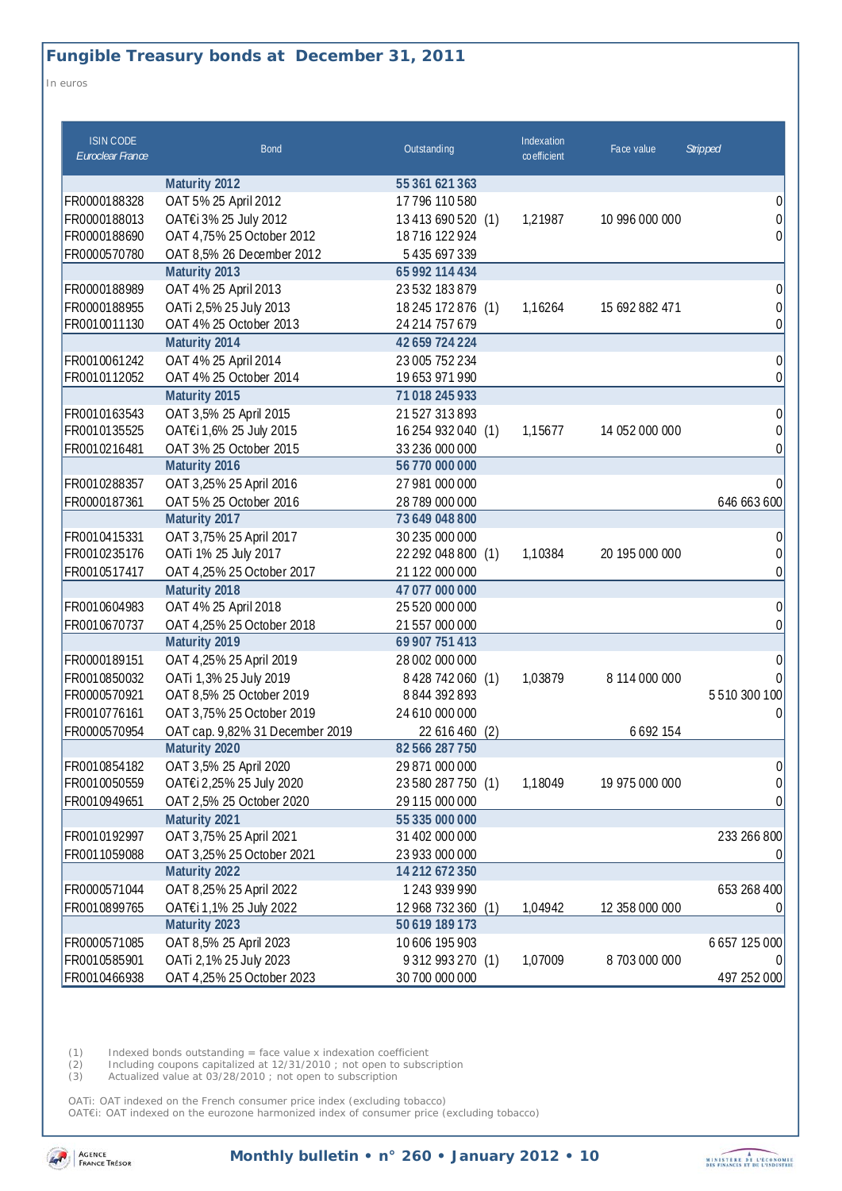## Fungible Treasury bonds at December 31, 2011

In euros

| ISIN CODE *Euroclear France* | Bond | Outstanding | | Indexation coefficient | Face value | *Stripped* |
|---|---|---|---|---|---|---|
| | **Maturity 2012** | **55 361 621 363** | | | | |
| FR0000188328 | OAT 5% 25 April 2012 | 17 796 110 580 | | | | 0 |
| FR0000188013 | OAT€i 3% 25 July 2012 | 13 413 690 520 | (1) | 1,21987 | 10 996 000 000 | 0 |
| FR0000188690 | OAT 4,75% 25 October 2012 | 18 716 122 924 | | | | 0 |
| FR0000570780 | OAT 8,5% 26 December 2012 | 5 435 697 339 | | | | |
| | **Maturity 2013** | **65 992 114 434** | | | | |
| FR0000188989 | OAT 4% 25 April 2013 | 23 532 183 879 | | | | 0 |
| FR0000188955 | OATi 2,5% 25 July 2013 | 18 245 172 876 | (1) | 1,16264 | 15 692 882 471 | 0 |
| FR0010011130 | OAT 4% 25 October 2013 | 24 214 757 679 | | | | 0 |
| | **Maturity 2014** | **42 659 724 224** | | | | |
| FR0010061242 | OAT 4% 25 April 2014 | 23 005 752 234 | | | | 0 |
| FR0010112052 | OAT 4% 25 October 2014 | 19 653 971 990 | | | | 0 |
| | **Maturity 2015** | **71 018 245 933** | | | | |
| FR0010163543 | OAT 3,5% 25 April 2015 | 21 527 313 893 | | | | 0 |
| FR0010135525 | OAT€i 1,6% 25 July 2015 | 16 254 932 040 | (1) | 1,15677 | 14 052 000 000 | 0 |
| FR0010216481 | OAT 3% 25 October 2015 | 33 236 000 000 | | | | 0 |
| | **Maturity 2016** | **56 770 000 000** | | | | |
| FR0010288357 | OAT 3,25% 25 April 2016 | 27 981 000 000 | | | | 0 |
| FR0000187361 | OAT 5% 25 October 2016 | 28 789 000 000 | | | | 646 663 600 |
| | **Maturity 2017** | **73 649 048 800** | | | | |
| FR0010415331 | OAT 3,75% 25 April 2017 | 30 235 000 000 | | | | 0 |
| FR0010235176 | OATi 1% 25 July 2017 | 22 292 048 800 | (1) | 1,10384 | 20 195 000 000 | 0 |
| FR0010517417 | OAT 4,25% 25 October 2017 | 21 122 000 000 | | | | 0 |
| | **Maturity 2018** | **47 077 000 000** | | | | |
| FR0010604983 | OAT 4% 25 April 2018 | 25 520 000 000 | | | | 0 |
| FR0010670737 | OAT 4,25% 25 October 2018 | 21 557 000 000 | | | | 0 |
| | **Maturity 2019** | **69 907 751 413** | | | | |
| FR0000189151 | OAT 4,25% 25 April 2019 | 28 002 000 000 | | | | 0 |
| FR0010850032 | OATi 1,3% 25 July 2019 | 8 428 742 060 | (1) | 1,03879 | 8 114 000 000 | 0 |
| FR0000570921 | OAT 8,5% 25 October 2019 | 8 844 392 893 | | | | 5 510 300 100 |
| FR0010776161 | OAT 3,75% 25 October 2019 | 24 610 000 000 | | | | 0 |
| FR0000570954 | OAT cap. 9,82% 31 December 2019 | 22 616 460 | (2) | | 6 692 154 | |
| | **Maturity 2020** | **82 566 287 750** | | | | |
| FR0010854182 | OAT 3,5% 25 April 2020 | 29 871 000 000 | | | | 0 |
| FR0010050559 | OAT€i 2,25% 25 July 2020 | 23 580 287 750 | (1) | 1,18049 | 19 975 000 000 | 0 |
| FR0010949651 | OAT 2,5% 25 October 2020 | 29 115 000 000 | | | | 0 |
| | **Maturity 2021** | **55 335 000 000** | | | | |
| FR0010192997 | OAT 3,75% 25 April 2021 | 31 402 000 000 | | | | 233 266 800 |
| FR0011059088 | OAT 3,25% 25 October 2021 | 23 933 000 000 | | | | 0 |
| | **Maturity 2022** | **14 212 672 350** | | | | |
| FR0000571044 | OAT 8,25% 25 April 2022 | 1 243 939 990 | | | | 653 268 400 |
| FR0010899765 | OAT€i 1,1% 25 July 2022 | 12 968 732 360 | (1) | 1,04942 | 12 358 000 000 | 0 |
| | **Maturity 2023** | **50 619 189 173** | | | | |
| FR0000571085 | OAT 8,5% 25 April 2023 | 10 606 195 903 | | | | 6 657 125 000 |
| FR0010585901 | OATi 2,1% 25 July 2023 | 9 312 993 270 | (1) | 1,07009 | 8 703 000 000 | 0 |
| FR0010466938 | OAT 4,25% 25 October 2023 | 30 700 000 000 | | | | 497 252 000 |

(1) Indexed bonds outstanding = face value x indexation coefficient
(2) Including coupons capitalized at 12/31/2010 ; not open to subscription
(3) Actualized value at 03/28/2010 ; not open to subscription

OATi: OAT indexed on the French consumer price index (excluding tobacco)
OAT€i: OAT indexed on the eurozone harmonized index of consumer price (excluding tobacco)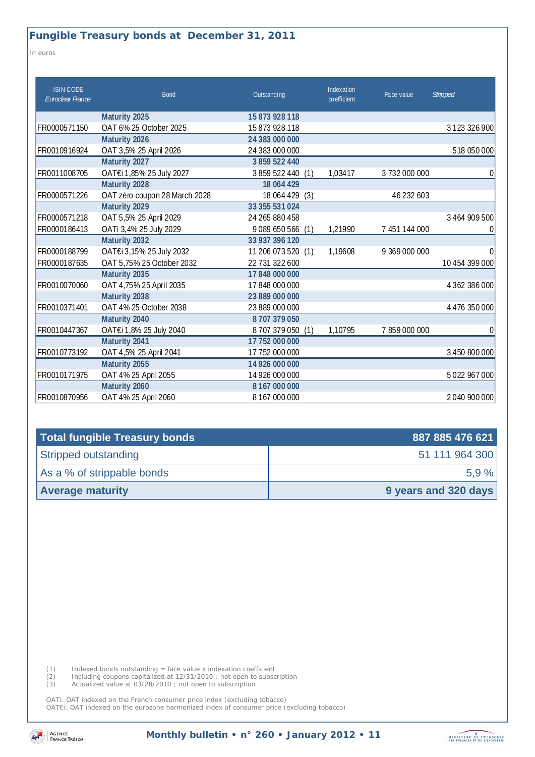## Fungible Treasury bonds at December 31, 2011

In euros

| ISIN CODE *Euroclear France* | Bond | Outstanding | | Indexation coefficient | Face value | *Stripped* |
|---|---|---|---|---|---|---|
| | **Maturity 2025** | **15 873 928 118** | | | | |
| FR0000571150 | OAT 6% 25 October 2025 | 15 873 928 118 | | | | 3 123 326 900 |
| | **Maturity 2026** | **24 383 000 000** | | | | |
| FR0010916924 | OAT 3,5% 25 April 2026 | 24 383 000 000 | | | | 518 050 000 |
| | **Maturity 2027** | **3 859 522 440** | | | | |
| FR0011008705 | OAT€i 1,85% 25 July 2027 | 3 859 522 440 | (1) | 1,03417 | 3 732 000 000 | 0 |
| | **Maturity 2028** | **18 064 429** | | | | |
| FR0000571226 | OAT zéro coupon 28 March 2028 | 18 064 429 | (3) | | 46 232 603 | |
| | **Maturity 2029** | **33 355 531 024** | | | | |
| FR0000571218 | OAT 5,5% 25 April 2029 | 24 265 880 458 | | | | 3 464 909 500 |
| FR0000186413 | OATi 3,4% 25 July 2029 | 9 089 650 566 | (1) | 1,21990 | 7 451 144 000 | 0 |
| | **Maturity 2032** | **33 937 396 120** | | | | |
| FR0000188799 | OAT€i 3,15% 25 July 2032 | 11 206 073 520 | (1) | 1,19608 | 9 369 000 000 | 0 |
| FR0000187635 | OAT 5,75% 25 October 2032 | 22 731 322 600 | | | | 10 454 399 000 |
| | **Maturity 2035** | **17 848 000 000** | | | | |
| FR0010070060 | OAT 4,75% 25 April 2035 | 17 848 000 000 | | | | 4 362 386 000 |
| | **Maturity 2038** | **23 889 000 000** | | | | |
| FR0010371401 | OAT 4% 25 October 2038 | 23 889 000 000 | | | | 4 476 350 000 |
| | **Maturity 2040** | **8 707 379 050** | | | | |
| FR0010447367 | OAT€i 1,8% 25 July 2040 | 8 707 379 050 | (1) | 1,10795 | 7 859 000 000 | 0 |
| | **Maturity 2041** | **17 752 000 000** | | | | |
| FR0010773192 | OAT 4,5% 25 April 2041 | 17 752 000 000 | | | | 3 450 800 000 |
| | **Maturity 2055** | **14 926 000 000** | | | | |
| FR0010171975 | OAT 4% 25 April 2055 | 14 926 000 000 | | | | 5 022 967 000 |
| | **Maturity 2060** | **8 167 000 000** | | | | |
| FR0010870956 | OAT 4% 25 April 2060 | 8 167 000 000 | | | | 2 040 900 000 |

| **Total fungible Treasury bonds** | **887 885 476 621** |
|---|---|
| Stripped outstanding | 51 111 964 300 |
| As a % of strippable bonds | 5,9 % |
| **Average maturity** | **9 years and 320 days** |

(1) Indexed bonds outstanding = face value x indexation coefficient
(2) Including coupons capitalized at 12/31/2010 ; not open to subscription
(3) Actualized value at 03/28/2010 ; not open to subscription

OATi: OAT indexed on the French consumer price index (excluding tobacco)
OAT€i: OAT indexed on the eurozone harmonized index of consumer price (excluding tobacco)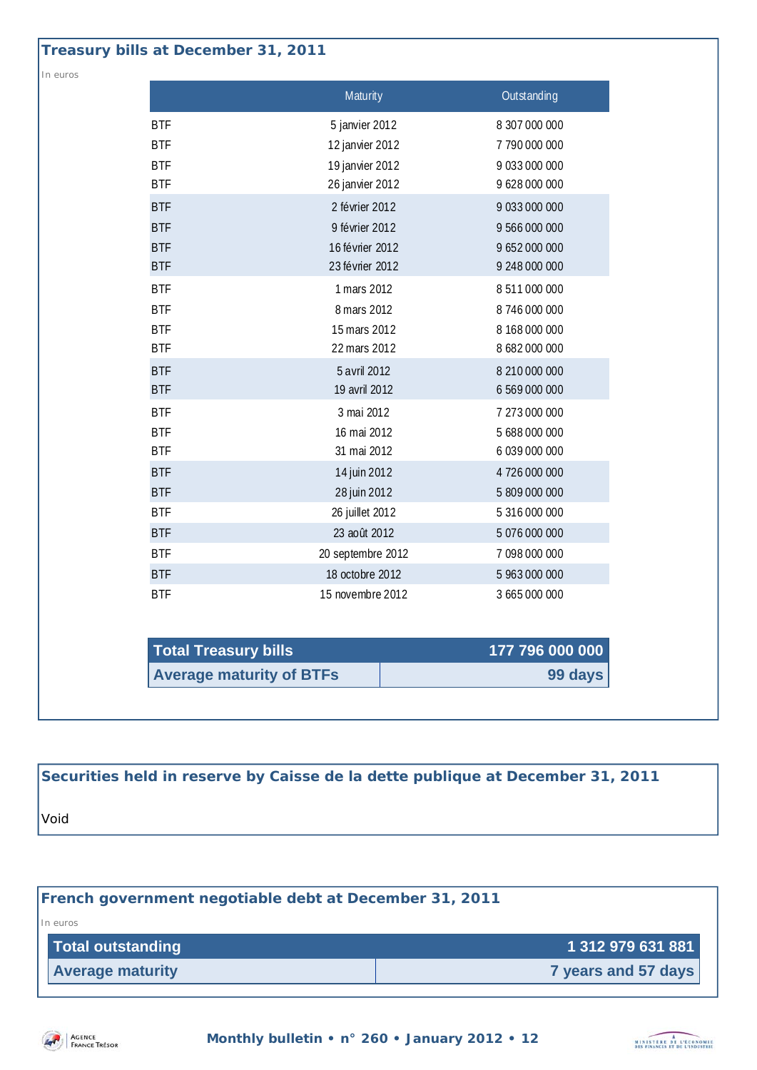## Treasury bills at December 31, 2011

In euros

| | Maturity | Outstanding |
|---|---|---|
| BTF | 5 janvier 2012 | 8 307 000 000 |
| BTF | 12 janvier 2012 | 7 790 000 000 |
| BTF | 19 janvier 2012 | 9 033 000 000 |
| BTF | 26 janvier 2012 | 9 628 000 000 |
| BTF | 2 février 2012 | 9 033 000 000 |
| BTF | 9 février 2012 | 9 566 000 000 |
| BTF | 16 février 2012 | 9 652 000 000 |
| BTF | 23 février 2012 | 9 248 000 000 |
| BTF | 1 mars 2012 | 8 511 000 000 |
| BTF | 8 mars 2012 | 8 746 000 000 |
| BTF | 15 mars 2012 | 8 168 000 000 |
| BTF | 22 mars 2012 | 8 682 000 000 |
| BTF | 5 avril 2012 | 8 210 000 000 |
| BTF | 19 avril 2012 | 6 569 000 000 |
| BTF | 3 mai 2012 | 7 273 000 000 |
| BTF | 16 mai 2012 | 5 688 000 000 |
| BTF | 31 mai 2012 | 6 039 000 000 |
| BTF | 14 juin 2012 | 4 726 000 000 |
| BTF | 28 juin 2012 | 5 809 000 000 |
| BTF | 26 juillet 2012 | 5 316 000 000 |
| BTF | 23 août 2012 | 5 076 000 000 |
| BTF | 20 septembre 2012 | 7 098 000 000 |
| BTF | 18 octobre 2012 | 5 963 000 000 |
| BTF | 15 novembre 2012 | 3 665 000 000 |

| | |
|---|---|
| **Total Treasury bills** | **177 796 000 000** |
| **Average maturity of BTFs** | **99 days** |

## Securities held in reserve by Caisse de la dette publique at December 31, 2011

Void

## French government negotiable debt at December 31, 2011

In euros

| | |
|---|---|
| **Total outstanding** | **1 312 979 631 881** |
| **Average maturity** | **7 years and 57 days** |